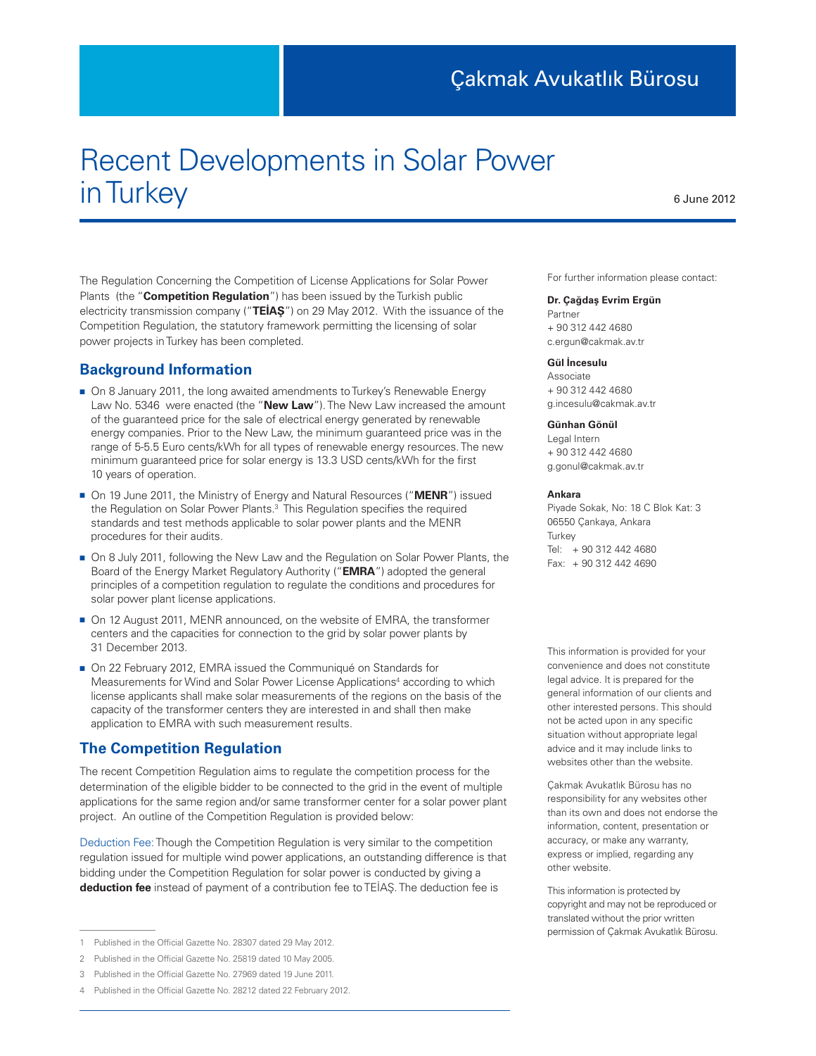Çakmak Avukatlık Bürosu

# Recent Developments in Solar Power in Turkey

6 June 2012

The Regulation Concerning the Competition of License Applications for Solar Power Plants (the "**Competition Regulation**") has been issued by the Turkish public electricity transmission company ("**TEİAŞ**") on 29 May 2012. With the issuance of the Competition Regulation, the statutory framework permitting the licensing of solar power projects in Turkey has been completed.

## Background Information

- On 8 January 2011, the long awaited amendments to Turkey's Renewable Energy Law No. 5346 were enacted (the "**New Law**"). The New Law increased the amount of the guaranteed price for the sale of electrical energy generated by renewable energy companies. Prior to the New Law, the minimum guaranteed price was in the range of 5-5.5 Euro cents/kWh for all types of renewable energy resources. The new minimum guaranteed price for solar energy is 13.3 USD cents/kWh for the first 10 years of operation.
- On 19 June 2011, the Ministry of Energy and Natural Resources ("**MENR**") issued the Regulation on Solar Power Plants.[3] This Regulation specifies the required standards and test methods applicable to solar power plants and the MENR procedures for their audits.
- On 8 July 2011, following the New Law and the Regulation on Solar Power Plants, the Board of the Energy Market Regulatory Authority ("**EMRA**") adopted the general principles of a competition regulation to regulate the conditions and procedures for solar power plant license applications.
- On 12 August 2011, MENR announced, on the website of EMRA, the transformer centers and the capacities for connection to the grid by solar power plants by 31 December 2013.
- On 22 February 2012, EMRA issued the Communiqué on Standards for Measurements for Wind and Solar Power License Applications[4] according to which license applicants shall make solar measurements of the regions on the basis of the capacity of the transformer centers they are interested in and shall then make application to EMRA with such measurement results.

## The Competition Regulation

The recent Competition Regulation aims to regulate the competition process for the determination of the eligible bidder to be connected to the grid in the event of multiple applications for the same region and/or same transformer center for a solar power plant project. An outline of the Competition Regulation is provided below:

Deduction Fee: Though the Competition Regulation is very similar to the competition regulation issued for multiple wind power applications, an outstanding difference is that bidding under the Competition Regulation for solar power is conducted by giving a **deduction fee** instead of payment of a contribution fee to TEİAŞ. The deduction fee is

---

1 Published in the Official Gazette No. 28307 dated 29 May 2012.

2 Published in the Official Gazette No. 25819 dated 10 May 2005.

3 Published in the Official Gazette No. 27969 dated 19 June 2011.

4 Published in the Official Gazette No. 28212 dated 22 February 2012.

---

For further information please contact:

**Dr. Çağdaş Evrim Ergün**
Partner
+ 90 312 442 4680
c.ergun@cakmak.av.tr

**Gül İncesulu**
Associate
+ 90 312 442 4680
g.incesulu@cakmak.av.tr

**Günhan Gönül**
Legal Intern
+ 90 312 442 4680
g.gonul@cakmak.av.tr

**Ankara**
Piyade Sokak, No: 18 C Blok Kat: 3
06550 Çankaya, Ankara
Turkey
Tel: + 90 312 442 4680
Fax: + 90 312 442 4690

This information is provided for your convenience and does not constitute legal advice. It is prepared for the general information of our clients and other interested persons. This should not be acted upon in any specific situation without appropriate legal advice and it may include links to websites other than the website.

Çakmak Avukatlık Bürosu has no responsibility for any websites other than its own and does not endorse the information, content, presentation or accuracy, or make any warranty, express or implied, regarding any other website.

This information is protected by copyright and may not be reproduced or translated without the prior written permission of Çakmak Avukatlık Bürosu.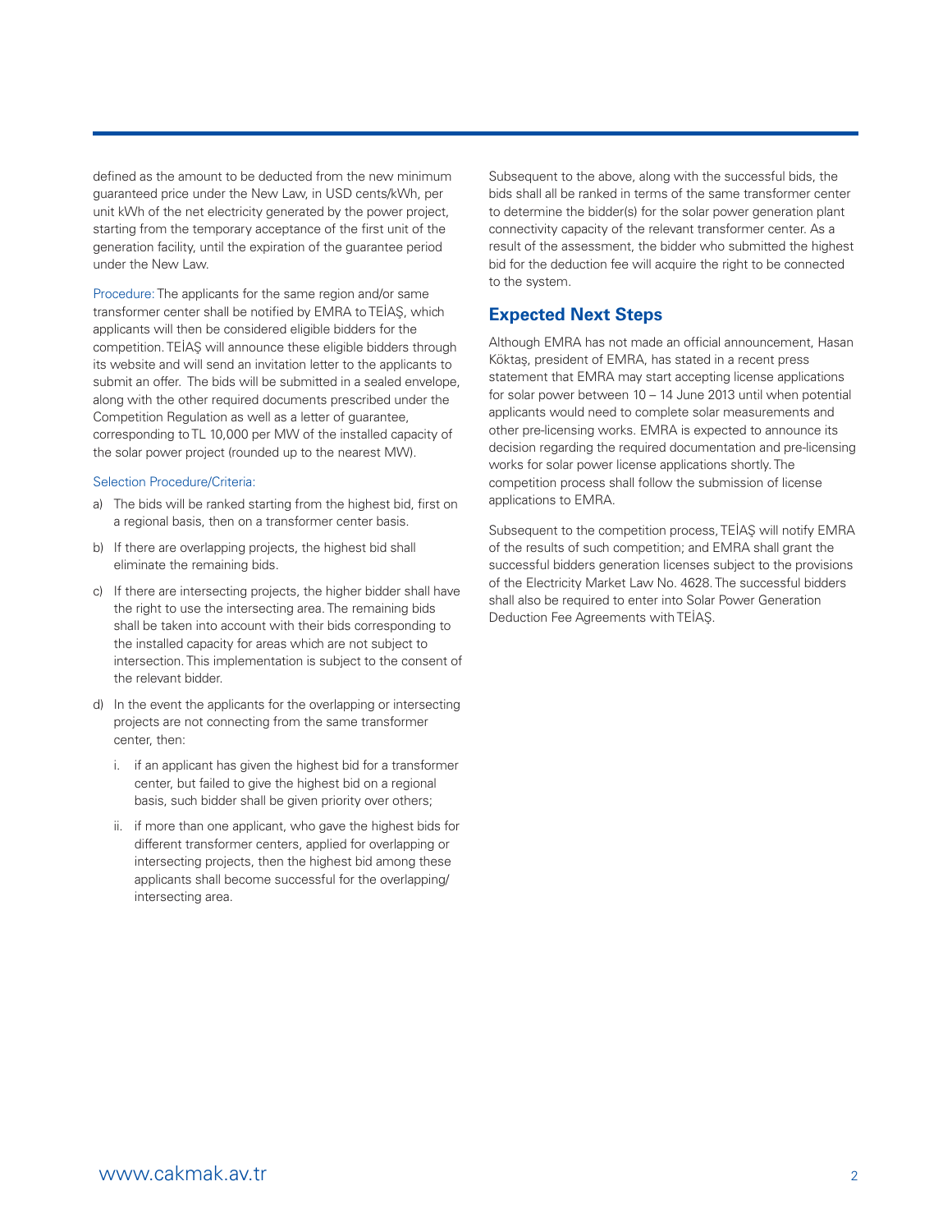defined as the amount to be deducted from the new minimum guaranteed price under the New Law, in USD cents/kWh, per unit kWh of the net electricity generated by the power project, starting from the temporary acceptance of the first unit of the generation facility, until the expiration of the guarantee period under the New Law.

Procedure: The applicants for the same region and/or same transformer center shall be notified by EMRA to TEİAŞ, which applicants will then be considered eligible bidders for the competition. TEİAŞ will announce these eligible bidders through its website and will send an invitation letter to the applicants to submit an offer. The bids will be submitted in a sealed envelope, along with the other required documents prescribed under the Competition Regulation as well as a letter of guarantee, corresponding to TL 10,000 per MW of the installed capacity of the solar power project (rounded up to the nearest MW).

Selection Procedure/Criteria:

a) The bids will be ranked starting from the highest bid, first on a regional basis, then on a transformer center basis.

b) If there are overlapping projects, the highest bid shall eliminate the remaining bids.

c) If there are intersecting projects, the higher bidder shall have the right to use the intersecting area. The remaining bids shall be taken into account with their bids corresponding to the installed capacity for areas which are not subject to intersection. This implementation is subject to the consent of the relevant bidder.

d) In the event the applicants for the overlapping or intersecting projects are not connecting from the same transformer center, then:

   i. if an applicant has given the highest bid for a transformer center, but failed to give the highest bid on a regional basis, such bidder shall be given priority over others;

   ii. if more than one applicant, who gave the highest bids for different transformer centers, applied for overlapping or intersecting projects, then the highest bid among these applicants shall become successful for the overlapping/intersecting area.

Subsequent to the above, along with the successful bids, the bids shall all be ranked in terms of the same transformer center to determine the bidder(s) for the solar power generation plant connectivity capacity of the relevant transformer center. As a result of the assessment, the bidder who submitted the highest bid for the deduction fee will acquire the right to be connected to the system.

## Expected Next Steps

Although EMRA has not made an official announcement, Hasan Köktaş, president of EMRA, has stated in a recent press statement that EMRA may start accepting license applications for solar power between 10 – 14 June 2013 until when potential applicants would need to complete solar measurements and other pre-licensing works. EMRA is expected to announce its decision regarding the required documentation and pre-licensing works for solar power license applications shortly. The competition process shall follow the submission of license applications to EMRA.

Subsequent to the competition process, TEİAŞ will notify EMRA of the results of such competition; and EMRA shall grant the successful bidders generation licenses subject to the provisions of the Electricity Market Law No. 4628. The successful bidders shall also be required to enter into Solar Power Generation Deduction Fee Agreements with TEİAŞ.

www.cakmak.av.tr